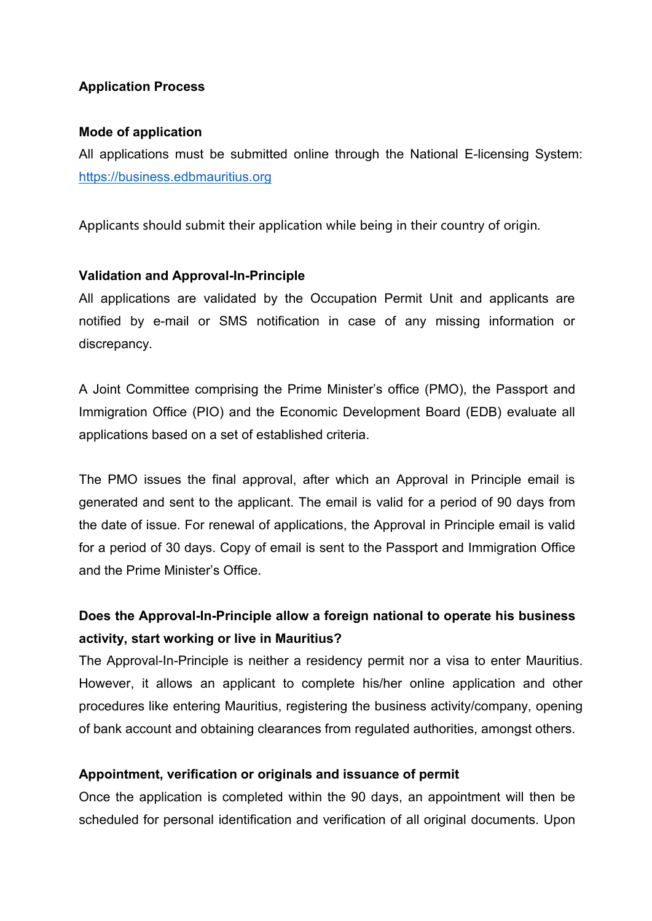**Application Process**

**Mode of application**

All applications must be submitted online through the National E-licensing System: https://business.edbmauritius.org

Applicants should submit their application while being in their country of origin.

**Validation and Approval-In-Principle**

All applications are validated by the Occupation Permit Unit and applicants are notified by e-mail or SMS notification in case of any missing information or discrepancy.

A Joint Committee comprising the Prime Minister's office (PMO), the Passport and Immigration Office (PIO) and the Economic Development Board (EDB) evaluate all applications based on a set of established criteria.

The PMO issues the final approval, after which an Approval in Principle email is generated and sent to the applicant. The email is valid for a period of 90 days from the date of issue. For renewal of applications, the Approval in Principle email is valid for a period of 30 days. Copy of email is sent to the Passport and Immigration Office and the Prime Minister's Office.

**Does the Approval-In-Principle allow a foreign national to operate his business activity, start working or live in Mauritius?**

The Approval-In-Principle is neither a residency permit nor a visa to enter Mauritius. However, it allows an applicant to complete his/her online application and other procedures like entering Mauritius, registering the business activity/company, opening of bank account and obtaining clearances from regulated authorities, amongst others.

**Appointment, verification or originals and issuance of permit**

Once the application is completed within the 90 days, an appointment will then be scheduled for personal identification and verification of all original documents. Upon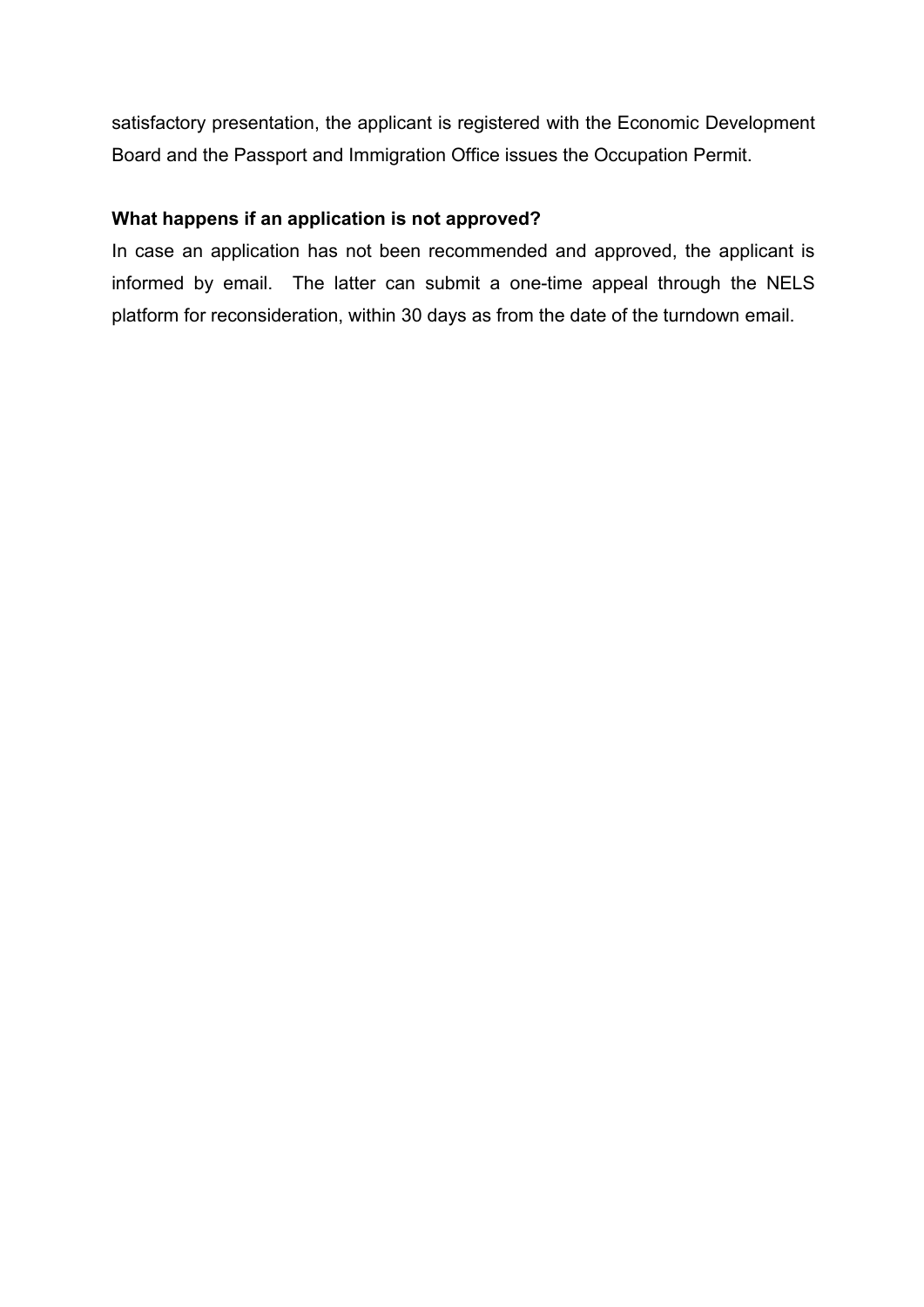satisfactory presentation, the applicant is registered with the Economic Development Board and the Passport and Immigration Office issues the Occupation Permit.

**What happens if an application is not approved?**

In case an application has not been recommended and approved, the applicant is informed by email. The latter can submit a one-time appeal through the NELS platform for reconsideration, within 30 days as from the date of the turndown email.